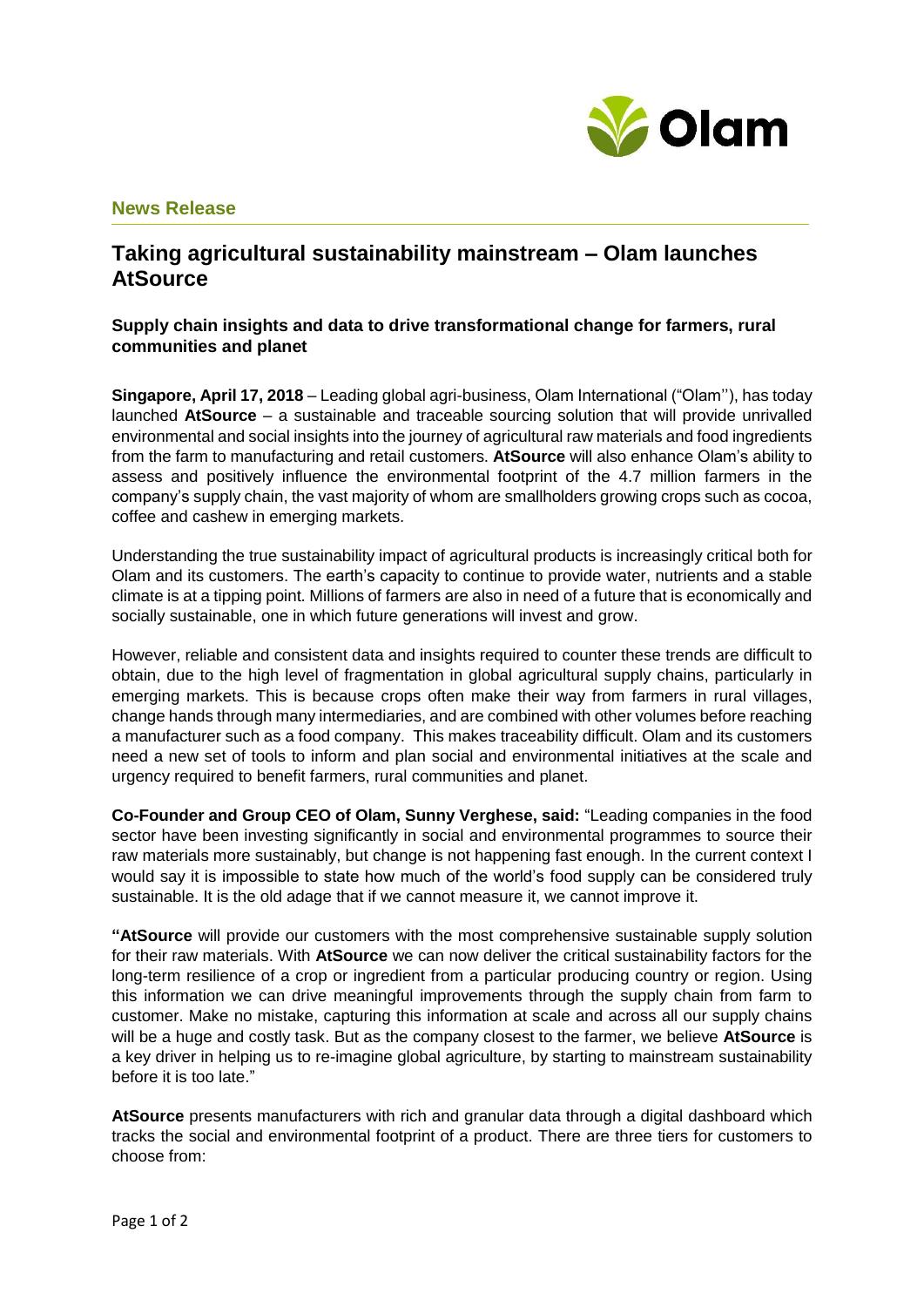**News Release**

# Taking agricultural sustainability mainstream – Olam launches AtSource

### Supply chain insights and data to drive transformational change for farmers, rural communities and planet

**Singapore, April 17, 2018** – Leading global agri-business, Olam International ("Olam''), has today launched **AtSource** – a sustainable and traceable sourcing solution that will provide unrivalled environmental and social insights into the journey of agricultural raw materials and food ingredients from the farm to manufacturing and retail customers. **AtSource** will also enhance Olam's ability to assess and positively influence the environmental footprint of the 4.7 million farmers in the company's supply chain, the vast majority of whom are smallholders growing crops such as cocoa, coffee and cashew in emerging markets.

Understanding the true sustainability impact of agricultural products is increasingly critical both for Olam and its customers. The earth's capacity to continue to provide water, nutrients and a stable climate is at a tipping point. Millions of farmers are also in need of a future that is economically and socially sustainable, one in which future generations will invest and grow.

However, reliable and consistent data and insights required to counter these trends are difficult to obtain, due to the high level of fragmentation in global agricultural supply chains, particularly in emerging markets. This is because crops often make their way from farmers in rural villages, change hands through many intermediaries, and are combined with other volumes before reaching a manufacturer such as a food company. This makes traceability difficult. Olam and its customers need a new set of tools to inform and plan social and environmental initiatives at the scale and urgency required to benefit farmers, rural communities and planet.

**Co-Founder and Group CEO of Olam, Sunny Verghese, said:** "Leading companies in the food sector have been investing significantly in social and environmental programmes to source their raw materials more sustainably, but change is not happening fast enough. In the current context I would say it is impossible to state how much of the world's food supply can be considered truly sustainable. It is the old adage that if we cannot measure it, we cannot improve it.

**"AtSource** will provide our customers with the most comprehensive sustainable supply solution for their raw materials. With **AtSource** we can now deliver the critical sustainability factors for the long-term resilience of a crop or ingredient from a particular producing country or region. Using this information we can drive meaningful improvements through the supply chain from farm to customer. Make no mistake, capturing this information at scale and across all our supply chains will be a huge and costly task. But as the company closest to the farmer, we believe **AtSource** is a key driver in helping us to re-imagine global agriculture, by starting to mainstream sustainability before it is too late."

**AtSource** presents manufacturers with rich and granular data through a digital dashboard which tracks the social and environmental footprint of a product. There are three tiers for customers to choose from: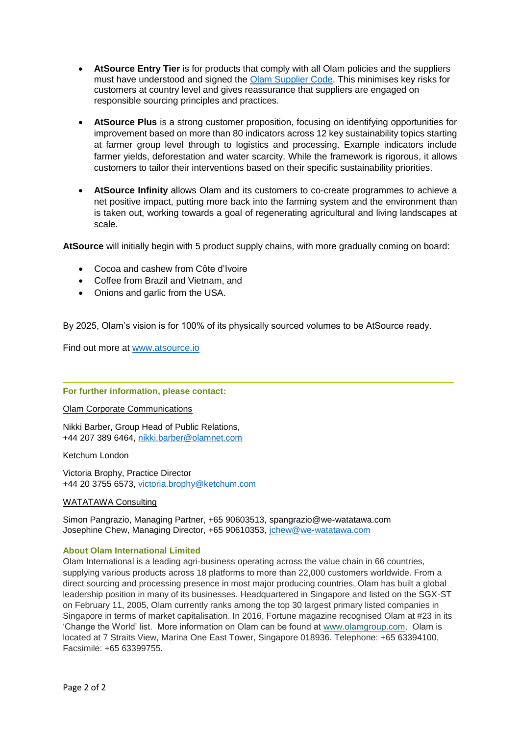- **AtSource Entry Tier** is for products that comply with all Olam policies and the suppliers must have understood and signed the Olam Supplier Code. This minimises key risks for customers at country level and gives reassurance that suppliers are engaged on responsible sourcing principles and practices.

- **AtSource Plus** is a strong customer proposition, focusing on identifying opportunities for improvement based on more than 80 indicators across 12 key sustainability topics starting at farmer group level through to logistics and processing. Example indicators include farmer yields, deforestation and water scarcity. While the framework is rigorous, it allows customers to tailor their interventions based on their specific sustainability priorities.

- **AtSource Infinity** allows Olam and its customers to co-create programmes to achieve a net positive impact, putting more back into the farming system and the environment than is taken out, working towards a goal of regenerating agricultural and living landscapes at scale.

**AtSource** will initially begin with 5 product supply chains, with more gradually coming on board:

- Cocoa and cashew from Côte d'Ivoire
- Coffee from Brazil and Vietnam, and
- Onions and garlic from the USA.

By 2025, Olam's vision is for 100% of its physically sourced volumes to be AtSource ready.

Find out more at www.atsource.io

---

**For further information, please contact:**

Olam Corporate Communications

Nikki Barber, Group Head of Public Relations,
+44 207 389 6464, nikki.barber@olamnet.com

Ketchum London

Victoria Brophy, Practice Director
+44 20 3755 6573, victoria.brophy@ketchum.com

WATATAWA Consulting

Simon Pangrazio, Managing Partner, +65 90603513, spangrazio@we-watatawa.com
Josephine Chew, Managing Director, +65 90610353, jchew@we-watatawa.com

**About Olam International Limited**

Olam International is a leading agri-business operating across the value chain in 66 countries, supplying various products across 18 platforms to more than 22,000 customers worldwide. From a direct sourcing and processing presence in most major producing countries, Olam has built a global leadership position in many of its businesses. Headquartered in Singapore and listed on the SGX-ST on February 11, 2005, Olam currently ranks among the top 30 largest primary listed companies in Singapore in terms of market capitalisation. In 2016, Fortune magazine recognised Olam at #23 in its 'Change the World' list. More information on Olam can be found at www.olamgroup.com. Olam is located at 7 Straits View, Marina One East Tower, Singapore 018936. Telephone: +65 63394100, Facsimile: +65 63399755.